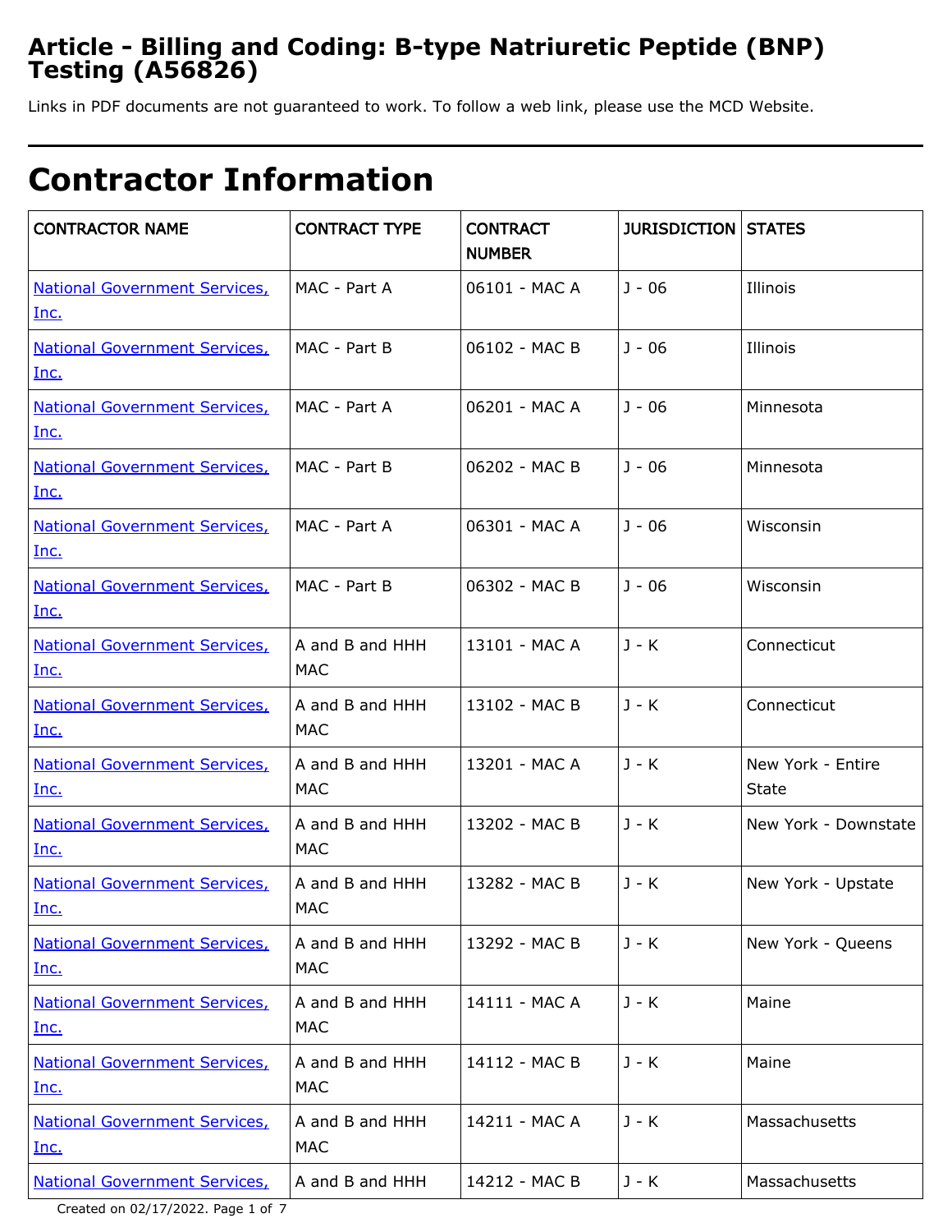# Article - Billing and Coding: B-type Natriuretic Peptide (BNP) Testing (A56826)

Links in PDF documents are not guaranteed to work. To follow a web link, please use the MCD Website.

# Contractor Information

| CONTRACTOR NAME | CONTRACT TYPE | CONTRACT NUMBER | JURISDICTION | STATES |
|---|---|---|---|---|
| National Government Services, Inc. | MAC - Part A | 06101 - MAC A | J - 06 | Illinois |
| National Government Services, Inc. | MAC - Part B | 06102 - MAC B | J - 06 | Illinois |
| National Government Services, Inc. | MAC - Part A | 06201 - MAC A | J - 06 | Minnesota |
| National Government Services, Inc. | MAC - Part B | 06202 - MAC B | J - 06 | Minnesota |
| National Government Services, Inc. | MAC - Part A | 06301 - MAC A | J - 06 | Wisconsin |
| National Government Services, Inc. | MAC - Part B | 06302 - MAC B | J - 06 | Wisconsin |
| National Government Services, Inc. | A and B and HHH MAC | 13101 - MAC A | J - K | Connecticut |
| National Government Services, Inc. | A and B and HHH MAC | 13102 - MAC B | J - K | Connecticut |
| National Government Services, Inc. | A and B and HHH MAC | 13201 - MAC A | J - K | New York - Entire State |
| National Government Services, Inc. | A and B and HHH MAC | 13202 - MAC B | J - K | New York - Downstate |
| National Government Services, Inc. | A and B and HHH MAC | 13282 - MAC B | J - K | New York - Upstate |
| National Government Services, Inc. | A and B and HHH MAC | 13292 - MAC B | J - K | New York - Queens |
| National Government Services, Inc. | A and B and HHH MAC | 14111 - MAC A | J - K | Maine |
| National Government Services, Inc. | A and B and HHH MAC | 14112 - MAC B | J - K | Maine |
| National Government Services, Inc. | A and B and HHH MAC | 14211 - MAC A | J - K | Massachusetts |
| National Government Services, | A and B and HHH | 14212 - MAC B | J - K | Massachusetts |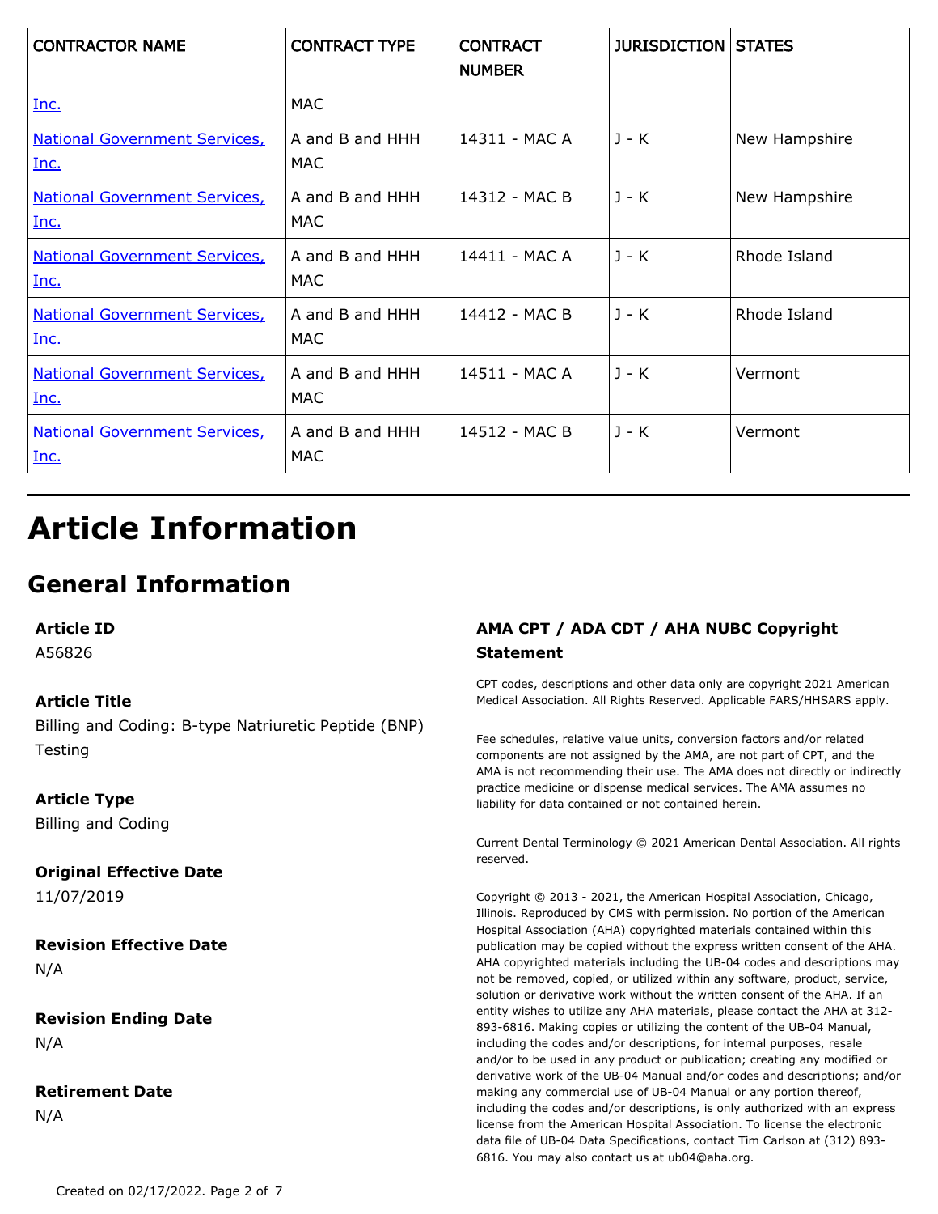| CONTRACTOR NAME | CONTRACT TYPE | CONTRACT NUMBER | JURISDICTION | STATES |
|---|---|---|---|---|
| Inc. | MAC | | | |
| National Government Services, Inc. | A and B and HHH MAC | 14311 - MAC A | J - K | New Hampshire |
| National Government Services, Inc. | A and B and HHH MAC | 14312 - MAC B | J - K | New Hampshire |
| National Government Services, Inc. | A and B and HHH MAC | 14411 - MAC A | J - K | Rhode Island |
| National Government Services, Inc. | A and B and HHH MAC | 14412 - MAC B | J - K | Rhode Island |
| National Government Services, Inc. | A and B and HHH MAC | 14511 - MAC A | J - K | Vermont |
| National Government Services, Inc. | A and B and HHH MAC | 14512 - MAC B | J - K | Vermont |

# Article Information

## General Information

**Article ID**
A56826

**Article Title**
Billing and Coding: B-type Natriuretic Peptide (BNP) Testing

**Article Type**
Billing and Coding

**Original Effective Date**
11/07/2019

**Revision Effective Date**
N/A

**Revision Ending Date**
N/A

**Retirement Date**
N/A

**AMA CPT / ADA CDT / AHA NUBC Copyright Statement**

CPT codes, descriptions and other data only are copyright 2021 American Medical Association. All Rights Reserved. Applicable FARS/HHSARS apply.

Fee schedules, relative value units, conversion factors and/or related components are not assigned by the AMA, are not part of CPT, and the AMA is not recommending their use. The AMA does not directly or indirectly practice medicine or dispense medical services. The AMA assumes no liability for data contained or not contained herein.

Current Dental Terminology © 2021 American Dental Association. All rights reserved.

Copyright © 2013 - 2021, the American Hospital Association, Chicago, Illinois. Reproduced by CMS with permission. No portion of the American Hospital Association (AHA) copyrighted materials contained within this publication may be copied without the express written consent of the AHA. AHA copyrighted materials including the UB-04 codes and descriptions may not be removed, copied, or utilized within any software, product, service, solution or derivative work without the written consent of the AHA. If an entity wishes to utilize any AHA materials, please contact the AHA at 312-893-6816. Making copies or utilizing the content of the UB-04 Manual, including the codes and/or descriptions, for internal purposes, resale and/or to be used in any product or publication; creating any modified or derivative work of the UB-04 Manual and/or codes and descriptions; and/or making any commercial use of UB-04 Manual or any portion thereof, including the codes and/or descriptions, is only authorized with an express license from the American Hospital Association. To license the electronic data file of UB-04 Data Specifications, contact Tim Carlson at (312) 893-6816. You may also contact us at ub04@aha.org.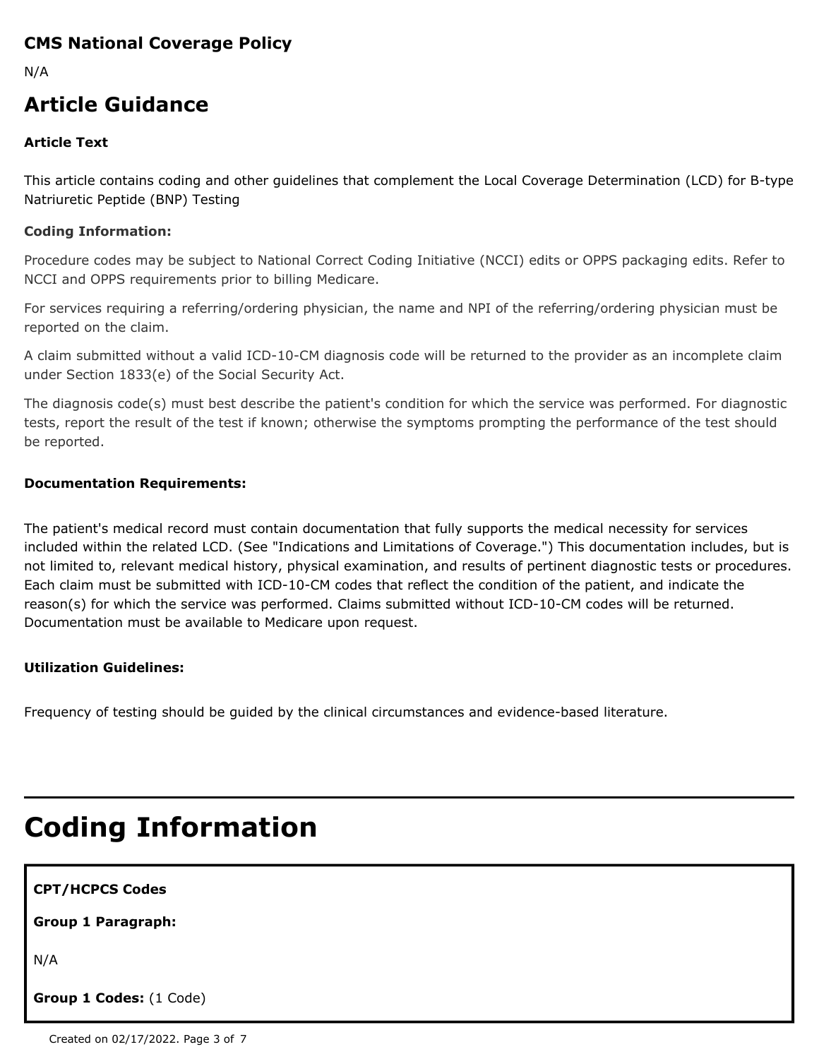### CMS National Coverage Policy

N/A

## Article Guidance

**Article Text**

This article contains coding and other guidelines that complement the Local Coverage Determination (LCD) for B-type Natriuretic Peptide (BNP) Testing

**Coding Information:**

Procedure codes may be subject to National Correct Coding Initiative (NCCI) edits or OPPS packaging edits. Refer to NCCI and OPPS requirements prior to billing Medicare.

For services requiring a referring/ordering physician, the name and NPI of the referring/ordering physician must be reported on the claim.

A claim submitted without a valid ICD-10-CM diagnosis code will be returned to the provider as an incomplete claim under Section 1833(e) of the Social Security Act.

The diagnosis code(s) must best describe the patient's condition for which the service was performed. For diagnostic tests, report the result of the test if known; otherwise the symptoms prompting the performance of the test should be reported.

**Documentation Requirements:**

The patient's medical record must contain documentation that fully supports the medical necessity for services included within the related LCD. (See "Indications and Limitations of Coverage.") This documentation includes, but is not limited to, relevant medical history, physical examination, and results of pertinent diagnostic tests or procedures. Each claim must be submitted with ICD-10-CM codes that reflect the condition of the patient, and indicate the reason(s) for which the service was performed. Claims submitted without ICD-10-CM codes will be returned. Documentation must be available to Medicare upon request.

**Utilization Guidelines:**

Frequency of testing should be guided by the clinical circumstances and evidence-based literature.

# Coding Information

**CPT/HCPCS Codes**

**Group 1 Paragraph:**

N/A

**Group 1 Codes:** (1 Code)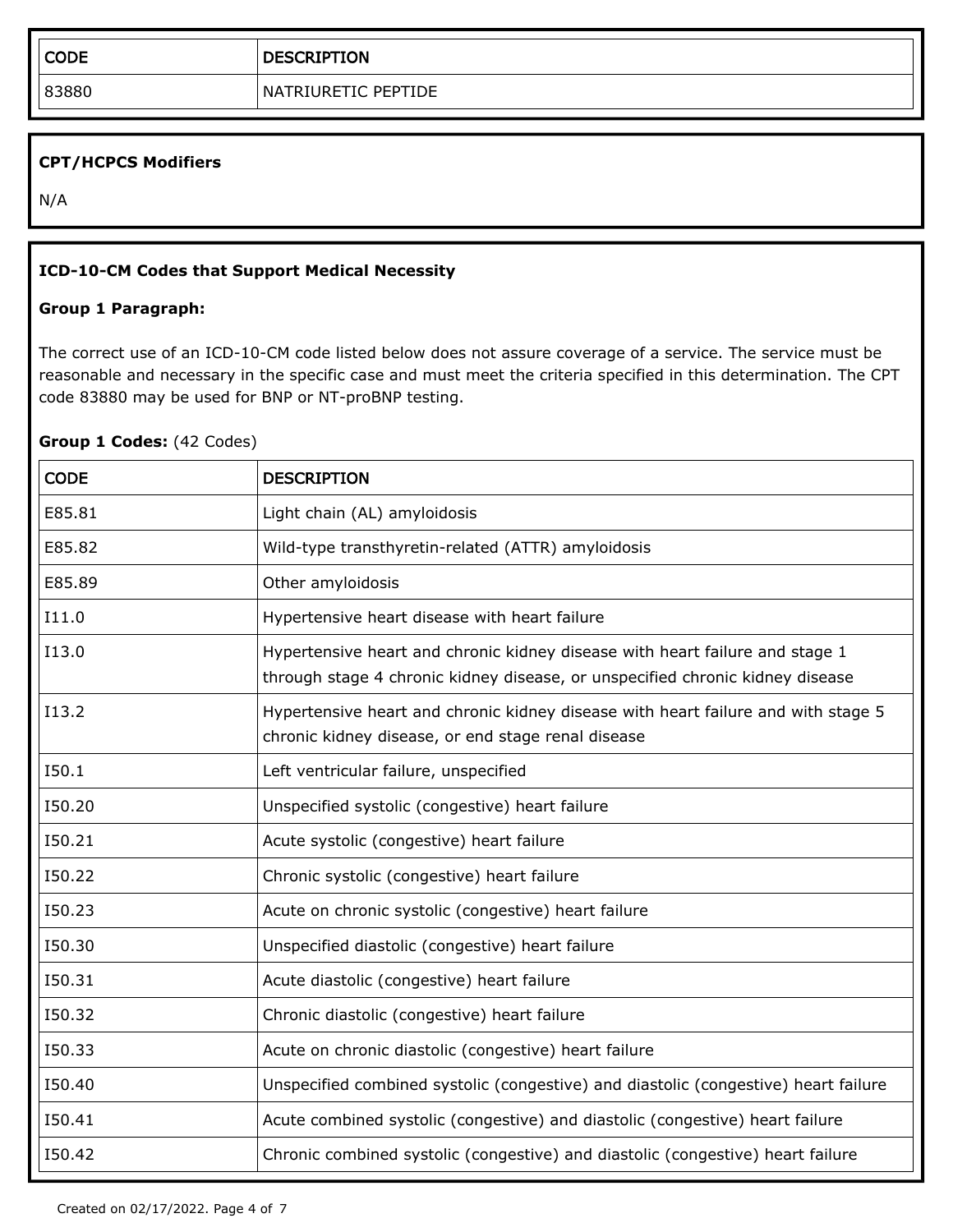| CODE | DESCRIPTION |
| --- | --- |
| 83880 | NATRIURETIC PEPTIDE |

**CPT/HCPCS Modifiers**

N/A

**ICD-10-CM Codes that Support Medical Necessity**

**Group 1 Paragraph:**

The correct use of an ICD-10-CM code listed below does not assure coverage of a service. The service must be reasonable and necessary in the specific case and must meet the criteria specified in this determination. The CPT code 83880 may be used for BNP or NT-proBNP testing.

**Group 1 Codes:** (42 Codes)

| CODE | DESCRIPTION |
| --- | --- |
| E85.81 | Light chain (AL) amyloidosis |
| E85.82 | Wild-type transthyretin-related (ATTR) amyloidosis |
| E85.89 | Other amyloidosis |
| I11.0 | Hypertensive heart disease with heart failure |
| I13.0 | Hypertensive heart and chronic kidney disease with heart failure and stage 1 through stage 4 chronic kidney disease, or unspecified chronic kidney disease |
| I13.2 | Hypertensive heart and chronic kidney disease with heart failure and with stage 5 chronic kidney disease, or end stage renal disease |
| I50.1 | Left ventricular failure, unspecified |
| I50.20 | Unspecified systolic (congestive) heart failure |
| I50.21 | Acute systolic (congestive) heart failure |
| I50.22 | Chronic systolic (congestive) heart failure |
| I50.23 | Acute on chronic systolic (congestive) heart failure |
| I50.30 | Unspecified diastolic (congestive) heart failure |
| I50.31 | Acute diastolic (congestive) heart failure |
| I50.32 | Chronic diastolic (congestive) heart failure |
| I50.33 | Acute on chronic diastolic (congestive) heart failure |
| I50.40 | Unspecified combined systolic (congestive) and diastolic (congestive) heart failure |
| I50.41 | Acute combined systolic (congestive) and diastolic (congestive) heart failure |
| I50.42 | Chronic combined systolic (congestive) and diastolic (congestive) heart failure |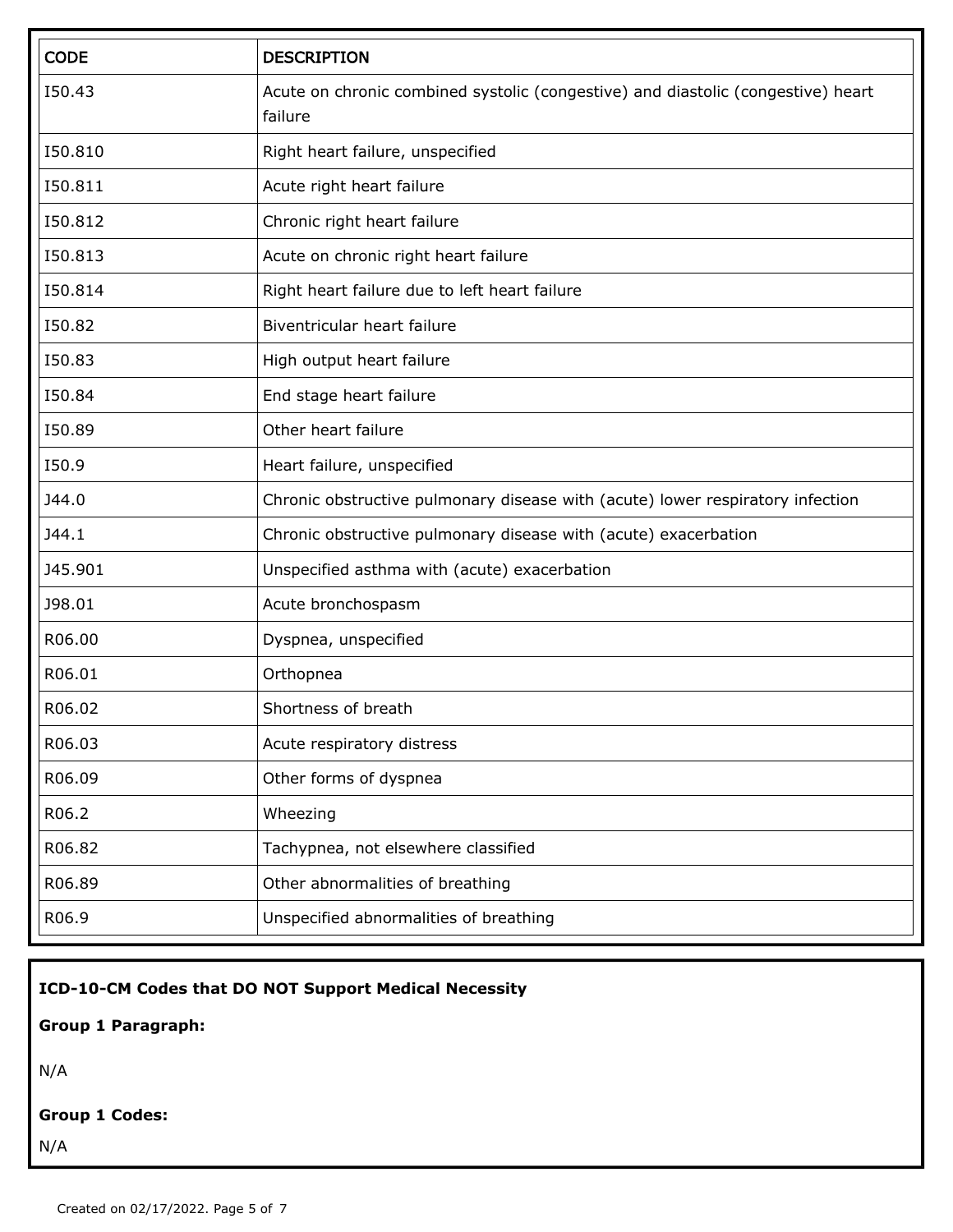| CODE | DESCRIPTION |
|---|---|
| I50.43 | Acute on chronic combined systolic (congestive) and diastolic (congestive) heart failure |
| I50.810 | Right heart failure, unspecified |
| I50.811 | Acute right heart failure |
| I50.812 | Chronic right heart failure |
| I50.813 | Acute on chronic right heart failure |
| I50.814 | Right heart failure due to left heart failure |
| I50.82 | Biventricular heart failure |
| I50.83 | High output heart failure |
| I50.84 | End stage heart failure |
| I50.89 | Other heart failure |
| I50.9 | Heart failure, unspecified |
| J44.0 | Chronic obstructive pulmonary disease with (acute) lower respiratory infection |
| J44.1 | Chronic obstructive pulmonary disease with (acute) exacerbation |
| J45.901 | Unspecified asthma with (acute) exacerbation |
| J98.01 | Acute bronchospasm |
| R06.00 | Dyspnea, unspecified |
| R06.01 | Orthopnea |
| R06.02 | Shortness of breath |
| R06.03 | Acute respiratory distress |
| R06.09 | Other forms of dyspnea |
| R06.2 | Wheezing |
| R06.82 | Tachypnea, not elsewhere classified |
| R06.89 | Other abnormalities of breathing |
| R06.9 | Unspecified abnormalities of breathing |

**ICD-10-CM Codes that DO NOT Support Medical Necessity**

**Group 1 Paragraph:**

N/A

**Group 1 Codes:**

N/A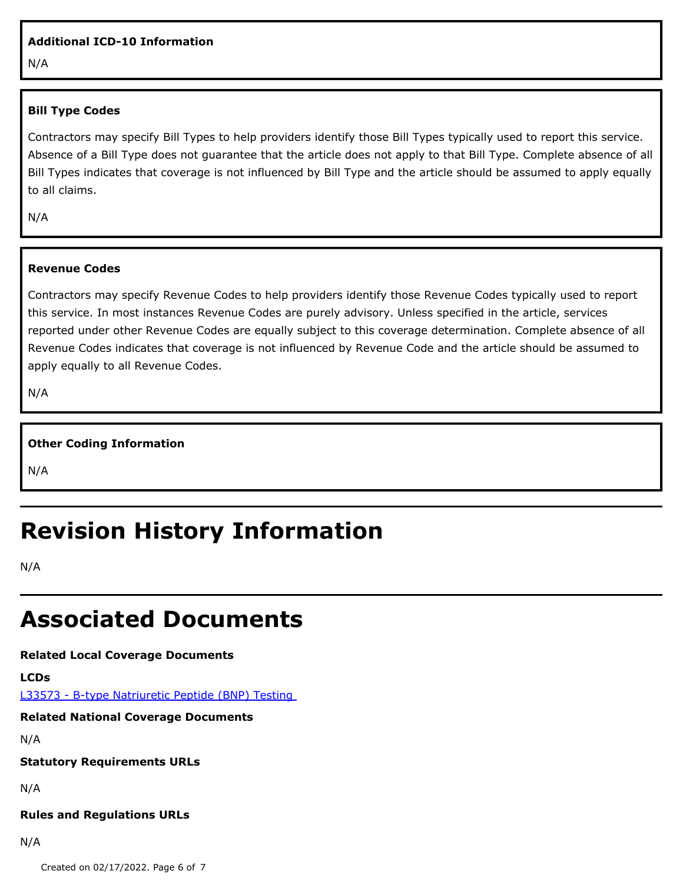### Additional ICD-10 Information

N/A

### Bill Type Codes

Contractors may specify Bill Types to help providers identify those Bill Types typically used to report this service. Absence of a Bill Type does not guarantee that the article does not apply to that Bill Type. Complete absence of all Bill Types indicates that coverage is not influenced by Bill Type and the article should be assumed to apply equally to all claims.

N/A

### Revenue Codes

Contractors may specify Revenue Codes to help providers identify those Revenue Codes typically used to report this service. In most instances Revenue Codes are purely advisory. Unless specified in the article, services reported under other Revenue Codes are equally subject to this coverage determination. Complete absence of all Revenue Codes indicates that coverage is not influenced by Revenue Code and the article should be assumed to apply equally to all Revenue Codes.

N/A

### Other Coding Information

N/A

# Revision History Information

N/A

# Associated Documents

**Related Local Coverage Documents**

**LCDs**

L33573 - B-type Natriuretic Peptide (BNP) Testing

**Related National Coverage Documents**

N/A

**Statutory Requirements URLs**

N/A

**Rules and Regulations URLs**

N/A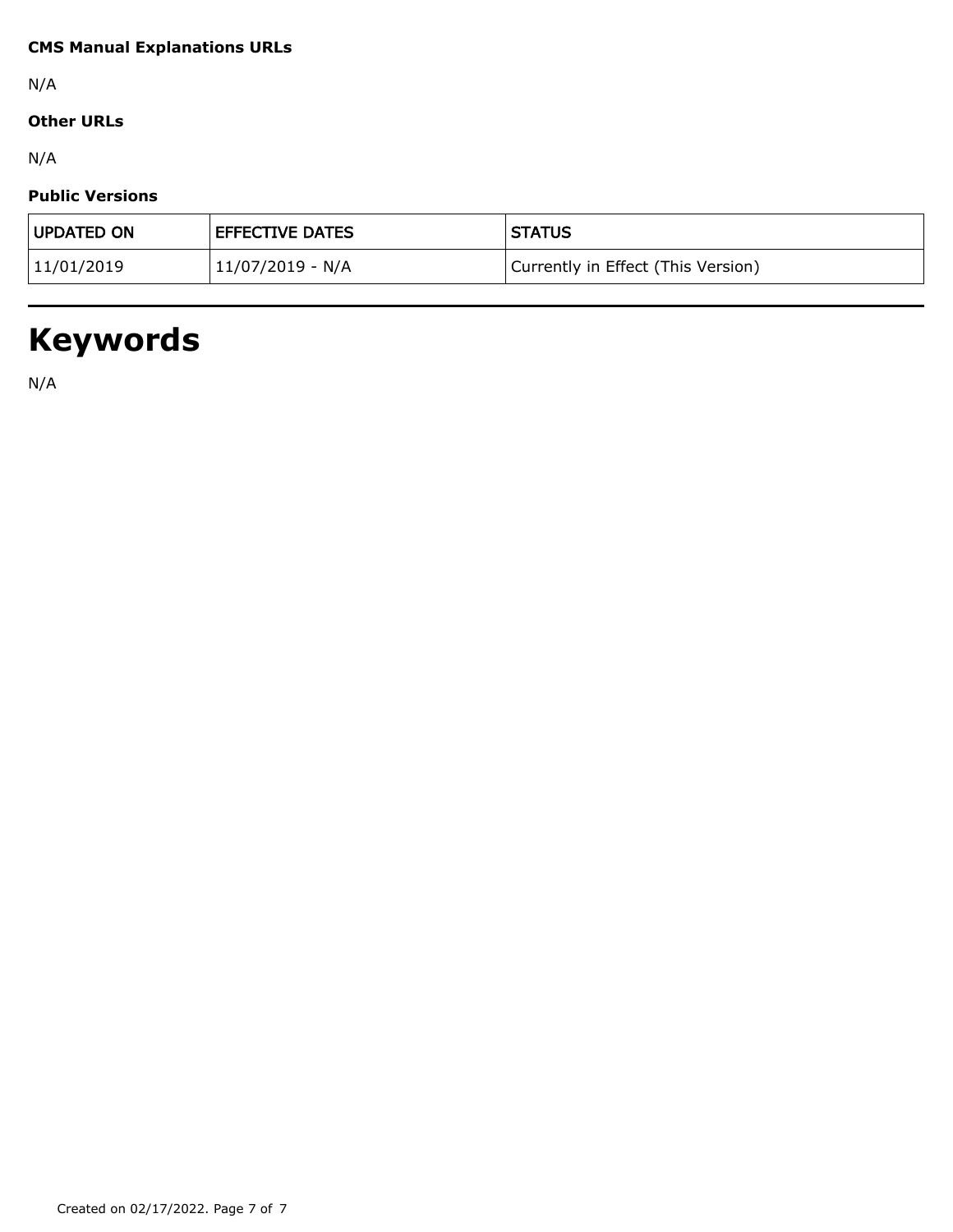**CMS Manual Explanations URLs**

N/A

**Other URLs**

N/A

**Public Versions**

| UPDATED ON | EFFECTIVE DATES | STATUS |
|---|---|---|
| 11/01/2019 | 11/07/2019 - N/A | Currently in Effect (This Version) |

# Keywords

N/A